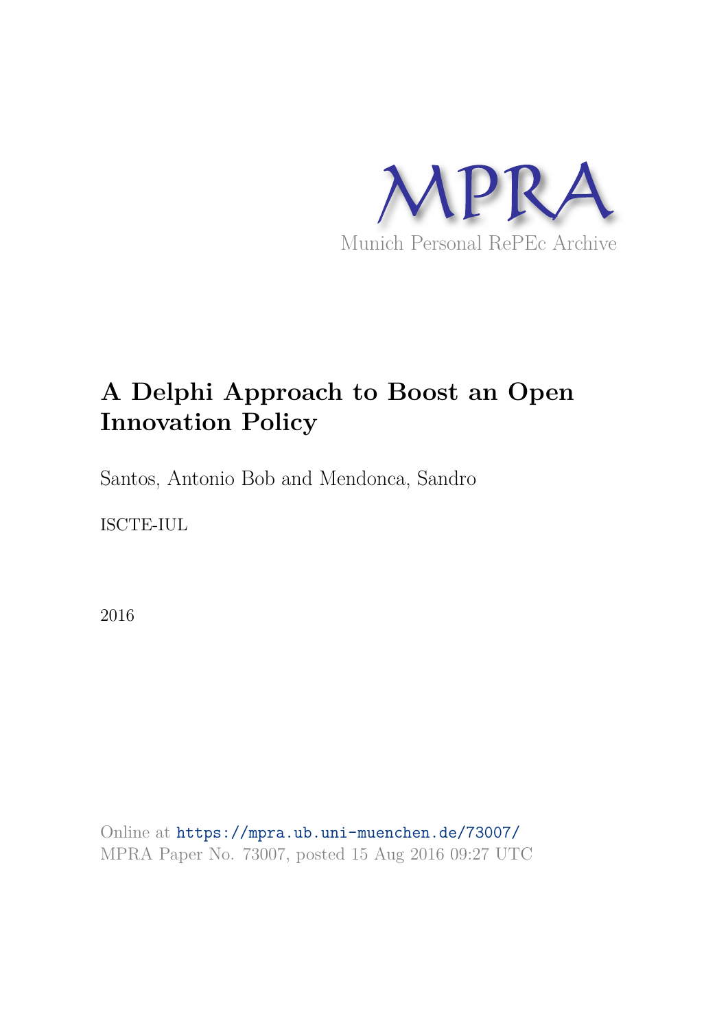MPRA

Munich Personal RePEc Archive

# A Delphi Approach to Boost an Open Innovation Policy

Santos, Antonio Bob and Mendonca, Sandro

ISCTE-IUL

2016

Online at https://mpra.ub.uni-muenchen.de/73007/
MPRA Paper No. 73007, posted 15 Aug 2016 09:27 UTC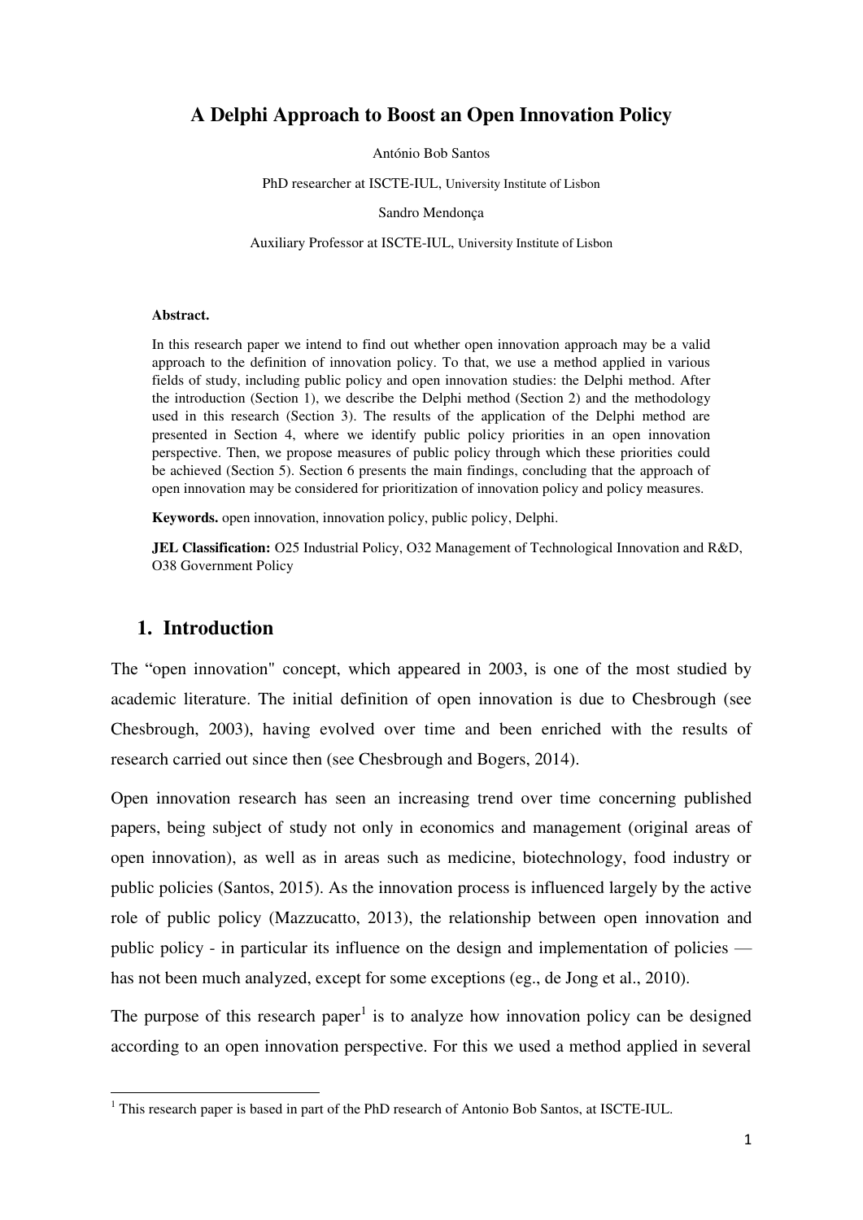# A Delphi Approach to Boost an Open Innovation Policy

António Bob Santos

PhD researcher at ISCTE-IUL, University Institute of Lisbon

Sandro Mendonça

Auxiliary Professor at ISCTE-IUL, University Institute of Lisbon

**Abstract.**

In this research paper we intend to find out whether open innovation approach may be a valid approach to the definition of innovation policy. To that, we use a method applied in various fields of study, including public policy and open innovation studies: the Delphi method. After the introduction (Section 1), we describe the Delphi method (Section 2) and the methodology used in this research (Section 3). The results of the application of the Delphi method are presented in Section 4, where we identify public policy priorities in an open innovation perspective. Then, we propose measures of public policy through which these priorities could be achieved (Section 5). Section 6 presents the main findings, concluding that the approach of open innovation may be considered for prioritization of innovation policy and policy measures.

**Keywords.** open innovation, innovation policy, public policy, Delphi.

**JEL Classification:** O25 Industrial Policy, O32 Management of Technological Innovation and R&D, O38 Government Policy

## 1. Introduction

The "open innovation" concept, which appeared in 2003, is one of the most studied by academic literature. The initial definition of open innovation is due to Chesbrough (see Chesbrough, 2003), having evolved over time and been enriched with the results of research carried out since then (see Chesbrough and Bogers, 2014).

Open innovation research has seen an increasing trend over time concerning published papers, being subject of study not only in economics and management (original areas of open innovation), as well as in areas such as medicine, biotechnology, food industry or public policies (Santos, 2015). As the innovation process is influenced largely by the active role of public policy (Mazzucatto, 2013), the relationship between open innovation and public policy - in particular its influence on the design and implementation of policies — has not been much analyzed, except for some exceptions (eg., de Jong et al., 2010).

The purpose of this research paper[1] is to analyze how innovation policy can be designed according to an open innovation perspective. For this we used a method applied in several

[1] This research paper is based in part of the PhD research of Antonio Bob Santos, at ISCTE-IUL.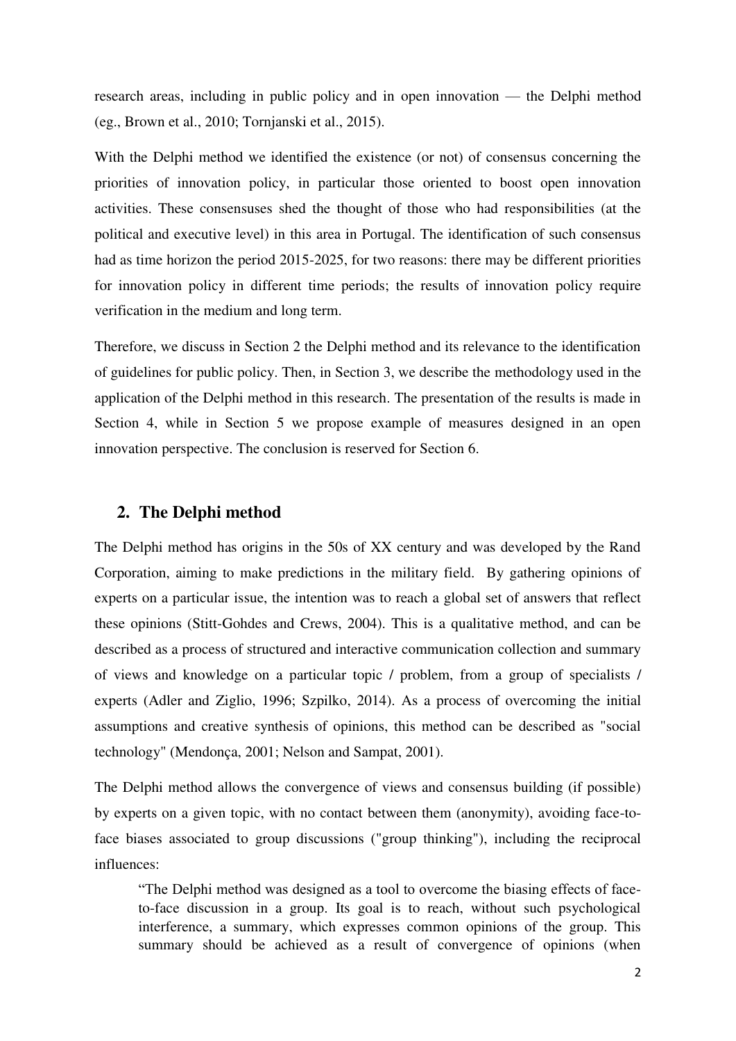research areas, including in public policy and in open innovation — the Delphi method (eg., Brown et al., 2010; Tornjanski et al., 2015).

With the Delphi method we identified the existence (or not) of consensus concerning the priorities of innovation policy, in particular those oriented to boost open innovation activities. These consensuses shed the thought of those who had responsibilities (at the political and executive level) in this area in Portugal. The identification of such consensus had as time horizon the period 2015-2025, for two reasons: there may be different priorities for innovation policy in different time periods; the results of innovation policy require verification in the medium and long term.

Therefore, we discuss in Section 2 the Delphi method and its relevance to the identification of guidelines for public policy. Then, in Section 3, we describe the methodology used in the application of the Delphi method in this research. The presentation of the results is made in Section 4, while in Section 5 we propose example of measures designed in an open innovation perspective. The conclusion is reserved for Section 6.

## 2. The Delphi method

The Delphi method has origins in the 50s of XX century and was developed by the Rand Corporation, aiming to make predictions in the military field. By gathering opinions of experts on a particular issue, the intention was to reach a global set of answers that reflect these opinions (Stitt-Gohdes and Crews, 2004). This is a qualitative method, and can be described as a process of structured and interactive communication collection and summary of views and knowledge on a particular topic / problem, from a group of specialists / experts (Adler and Ziglio, 1996; Szpilko, 2014). As a process of overcoming the initial assumptions and creative synthesis of opinions, this method can be described as "social technology" (Mendonça, 2001; Nelson and Sampat, 2001).

The Delphi method allows the convergence of views and consensus building (if possible) by experts on a given topic, with no contact between them (anonymity), avoiding face-to-face biases associated to group discussions ("group thinking"), including the reciprocal influences:

> "The Delphi method was designed as a tool to overcome the biasing effects of face-to-face discussion in a group. Its goal is to reach, without such psychological interference, a summary, which expresses common opinions of the group. This summary should be achieved as a result of convergence of opinions (when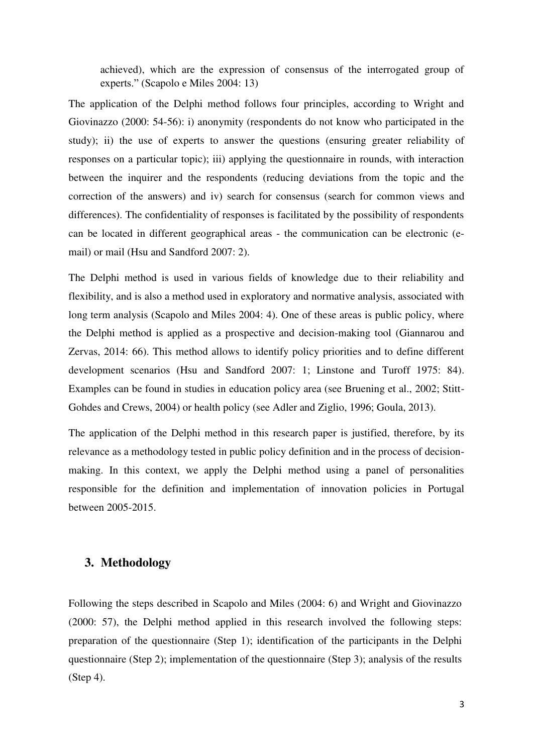achieved), which are the expression of consensus of the interrogated group of experts." (Scapolo e Miles 2004: 13)

The application of the Delphi method follows four principles, according to Wright and Giovinazzo (2000: 54-56): i) anonymity (respondents do not know who participated in the study); ii) the use of experts to answer the questions (ensuring greater reliability of responses on a particular topic); iii) applying the questionnaire in rounds, with interaction between the inquirer and the respondents (reducing deviations from the topic and the correction of the answers) and iv) search for consensus (search for common views and differences). The confidentiality of responses is facilitated by the possibility of respondents can be located in different geographical areas - the communication can be electronic (e-mail) or mail (Hsu and Sandford 2007: 2).

The Delphi method is used in various fields of knowledge due to their reliability and flexibility, and is also a method used in exploratory and normative analysis, associated with long term analysis (Scapolo and Miles 2004: 4). One of these areas is public policy, where the Delphi method is applied as a prospective and decision-making tool (Giannarou and Zervas, 2014: 66). This method allows to identify policy priorities and to define different development scenarios (Hsu and Sandford 2007: 1; Linstone and Turoff 1975: 84). Examples can be found in studies in education policy area (see Bruening et al., 2002; Stitt-Gohdes and Crews, 2004) or health policy (see Adler and Ziglio, 1996; Goula, 2013).

The application of the Delphi method in this research paper is justified, therefore, by its relevance as a methodology tested in public policy definition and in the process of decision-making. In this context, we apply the Delphi method using a panel of personalities responsible for the definition and implementation of innovation policies in Portugal between 2005-2015.

## 3. Methodology

Following the steps described in Scapolo and Miles (2004: 6) and Wright and Giovinazzo (2000: 57), the Delphi method applied in this research involved the following steps: preparation of the questionnaire (Step 1); identification of the participants in the Delphi questionnaire (Step 2); implementation of the questionnaire (Step 3); analysis of the results (Step 4).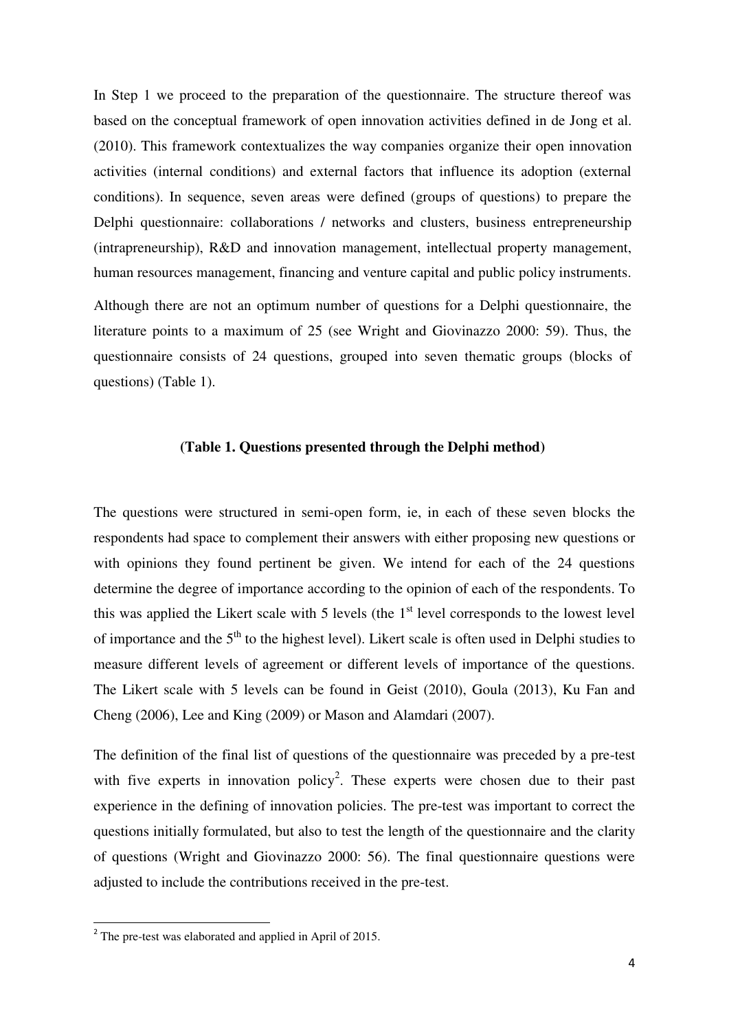In Step 1 we proceed to the preparation of the questionnaire. The structure thereof was based on the conceptual framework of open innovation activities defined in de Jong et al. (2010). This framework contextualizes the way companies organize their open innovation activities (internal conditions) and external factors that influence its adoption (external conditions). In sequence, seven areas were defined (groups of questions) to prepare the Delphi questionnaire: collaborations / networks and clusters, business entrepreneurship (intrapreneurship), R&D and innovation management, intellectual property management, human resources management, financing and venture capital and public policy instruments.

Although there are not an optimum number of questions for a Delphi questionnaire, the literature points to a maximum of 25 (see Wright and Giovinazzo 2000: 59). Thus, the questionnaire consists of 24 questions, grouped into seven thematic groups (blocks of questions) (Table 1).

**(Table 1. Questions presented through the Delphi method)**

The questions were structured in semi-open form, ie, in each of these seven blocks the respondents had space to complement their answers with either proposing new questions or with opinions they found pertinent be given. We intend for each of the 24 questions determine the degree of importance according to the opinion of each of the respondents. To this was applied the Likert scale with 5 levels (the 1st level corresponds to the lowest level of importance and the 5th to the highest level). Likert scale is often used in Delphi studies to measure different levels of agreement or different levels of importance of the questions. The Likert scale with 5 levels can be found in Geist (2010), Goula (2013), Ku Fan and Cheng (2006), Lee and King (2009) or Mason and Alamdari (2007).

The definition of the final list of questions of the questionnaire was preceded by a pre-test with five experts in innovation policy[2]. These experts were chosen due to their past experience in the defining of innovation policies. The pre-test was important to correct the questions initially formulated, but also to test the length of the questionnaire and the clarity of questions (Wright and Giovinazzo 2000: 56). The final questionnaire questions were adjusted to include the contributions received in the pre-test.

[2] The pre-test was elaborated and applied in April of 2015.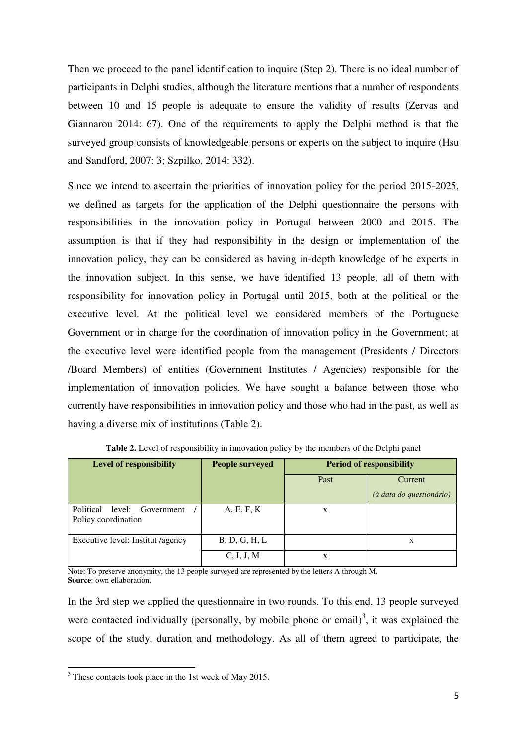Then we proceed to the panel identification to inquire (Step 2). There is no ideal number of participants in Delphi studies, although the literature mentions that a number of respondents between 10 and 15 people is adequate to ensure the validity of results (Zervas and Giannarou 2014: 67). One of the requirements to apply the Delphi method is that the surveyed group consists of knowledgeable persons or experts on the subject to inquire (Hsu and Sandford, 2007: 3; Szpilko, 2014: 332).

Since we intend to ascertain the priorities of innovation policy for the period 2015-2025, we defined as targets for the application of the Delphi questionnaire the persons with responsibilities in the innovation policy in Portugal between 2000 and 2015. The assumption is that if they had responsibility in the design or implementation of the innovation policy, they can be considered as having in-depth knowledge of be experts in the innovation subject. In this sense, we have identified 13 people, all of them with responsibility for innovation policy in Portugal until 2015, both at the political or the executive level. At the political level we considered members of the Portuguese Government or in charge for the coordination of innovation policy in the Government; at the executive level were identified people from the management (Presidents / Directors /Board Members) of entities (Government Institutes / Agencies) responsible for the implementation of innovation policies. We have sought a balance between those who currently have responsibilities in innovation policy and those who had in the past, as well as having a diverse mix of institutions (Table 2).

**Table 2.** Level of responsibility in innovation policy by the members of the Delphi panel

| Level of responsibility | People surveyed | Period of responsibility | |
|---|---|---|---|
| | | Past | Current *(à data do questionário)* |
| Political level: Government / Policy coordination | A, E, F, K | x | |
| Executive level: Institut /agency | B, D, G, H, L | | x |
| | C, I, J, M | x | |

Note: To preserve anonymity, the 13 people surveyed are represented by the letters A through M.
**Source**: own ellaboration.

In the 3rd step we applied the questionnaire in two rounds. To this end, 13 people surveyed were contacted individually (personally, by mobile phone or email)[3], it was explained the scope of the study, duration and methodology. As all of them agreed to participate, the

[3] These contacts took place in the 1st week of May 2015.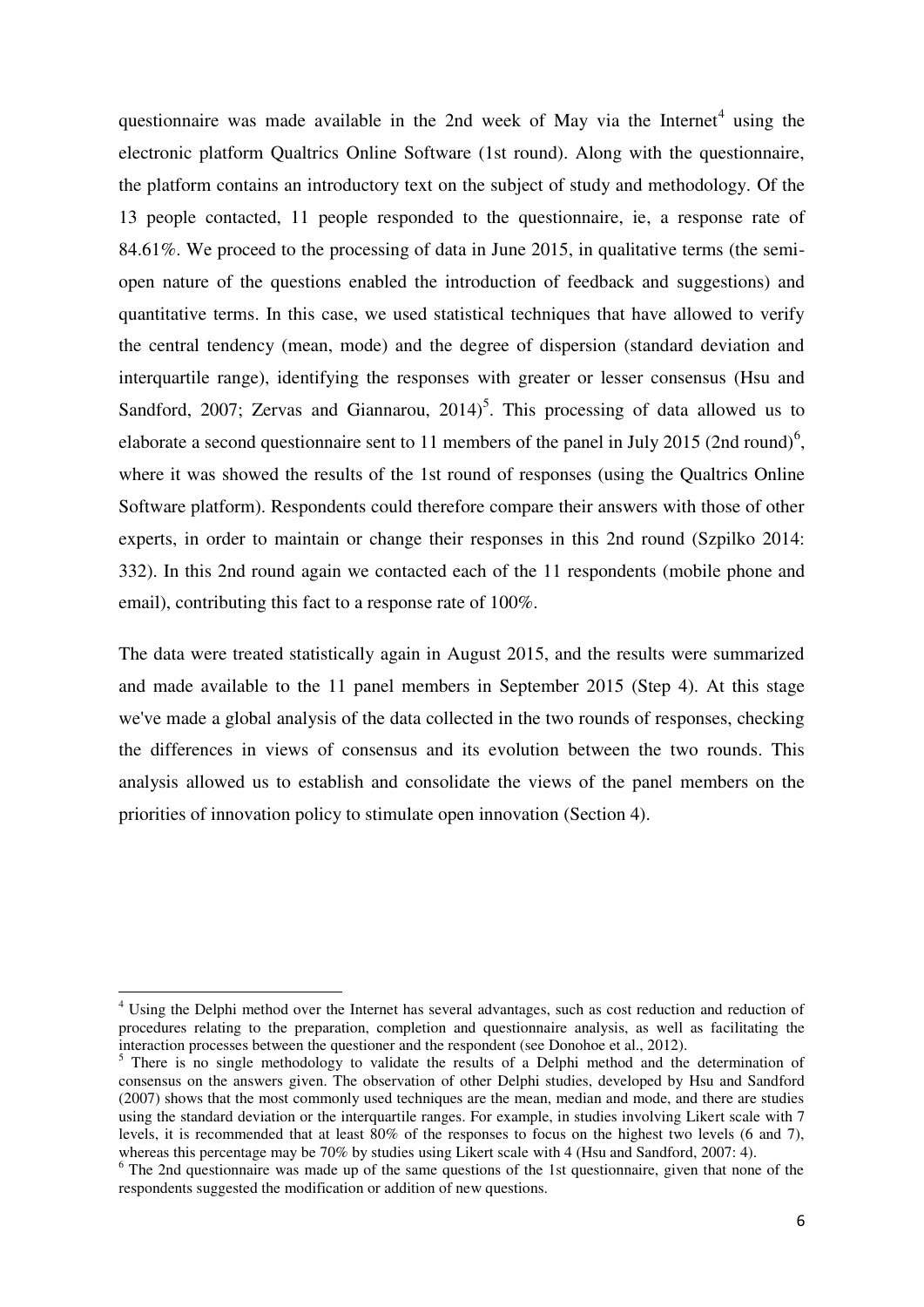questionnaire was made available in the 2nd week of May via the Internet[4] using the electronic platform Qualtrics Online Software (1st round). Along with the questionnaire, the platform contains an introductory text on the subject of study and methodology. Of the 13 people contacted, 11 people responded to the questionnaire, ie, a response rate of 84.61%. We proceed to the processing of data in June 2015, in qualitative terms (the semi-open nature of the questions enabled the introduction of feedback and suggestions) and quantitative terms. In this case, we used statistical techniques that have allowed to verify the central tendency (mean, mode) and the degree of dispersion (standard deviation and interquartile range), identifying the responses with greater or lesser consensus (Hsu and Sandford, 2007; Zervas and Giannarou, 2014)[5]. This processing of data allowed us to elaborate a second questionnaire sent to 11 members of the panel in July 2015 (2nd round)[6], where it was showed the results of the 1st round of responses (using the Qualtrics Online Software platform). Respondents could therefore compare their answers with those of other experts, in order to maintain or change their responses in this 2nd round (Szpilko 2014: 332). In this 2nd round again we contacted each of the 11 respondents (mobile phone and email), contributing this fact to a response rate of 100%.

The data were treated statistically again in August 2015, and the results were summarized and made available to the 11 panel members in September 2015 (Step 4). At this stage we've made a global analysis of the data collected in the two rounds of responses, checking the differences in views of consensus and its evolution between the two rounds. This analysis allowed us to establish and consolidate the views of the panel members on the priorities of innovation policy to stimulate open innovation (Section 4).

---

[4] Using the Delphi method over the Internet has several advantages, such as cost reduction and reduction of procedures relating to the preparation, completion and questionnaire analysis, as well as facilitating the interaction processes between the questioner and the respondent (see Donohoe et al., 2012).

[5] There is no single methodology to validate the results of a Delphi method and the determination of consensus on the answers given. The observation of other Delphi studies, developed by Hsu and Sandford (2007) shows that the most commonly used techniques are the mean, median and mode, and there are studies using the standard deviation or the interquartile ranges. For example, in studies involving Likert scale with 7 levels, it is recommended that at least 80% of the responses to focus on the highest two levels (6 and 7), whereas this percentage may be 70% by studies using Likert scale with 4 (Hsu and Sandford, 2007: 4).

[6] The 2nd questionnaire was made up of the same questions of the 1st questionnaire, given that none of the respondents suggested the modification or addition of new questions.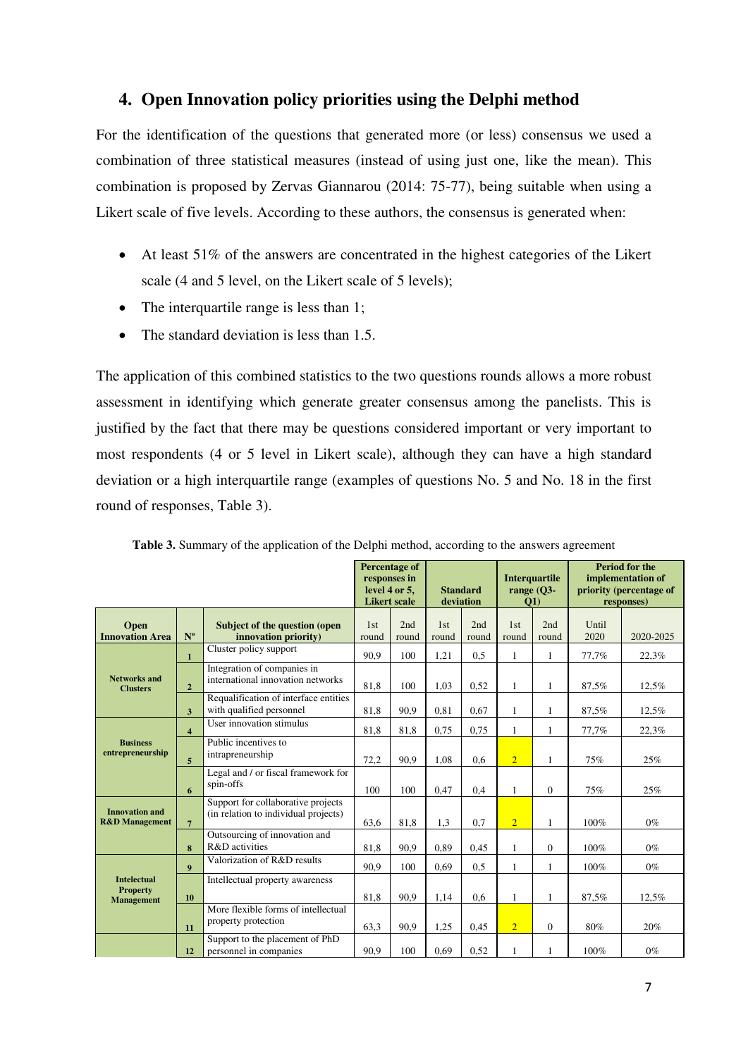## 4. Open Innovation policy priorities using the Delphi method

For the identification of the questions that generated more (or less) consensus we used a combination of three statistical measures (instead of using just one, like the mean). This combination is proposed by Zervas Giannarou (2014: 75-77), being suitable when using a Likert scale of five levels. According to these authors, the consensus is generated when:

- At least 51% of the answers are concentrated in the highest categories of the Likert scale (4 and 5 level, on the Likert scale of 5 levels);
- The interquartile range is less than 1;
- The standard deviation is less than 1.5.

The application of this combined statistics to the two questions rounds allows a more robust assessment in identifying which generate greater consensus among the panelists. This is justified by the fact that there may be questions considered important or very important to most respondents (4 or 5 level in Likert scale), although they can have a high standard deviation or a high interquartile range (examples of questions No. 5 and No. 18 in the first round of responses, Table 3).

**Table 3.** Summary of the application of the Delphi method, according to the answers agreement

| | | | Percentage of responses in level 4 or 5, Likert scale | | Standard deviation | | Interquartile range (Q3-Q1) | | Period for the implementation of priority (percentage of responses) | |
|---|---|---|---|---|---|---|---|---|---|---|
| **Open Innovation Area** | **Nº** | **Subject of the question (open innovation priority)** | 1st round | 2nd round | 1st round | 2nd round | 1st round | 2nd round | Until 2020 | 2020-2025 |
| **Networks and Clusters** | 1 | Cluster policy support | 90,9 | 100 | 1,21 | 0,5 | 1 | 1 | 77,7% | 22,3% |
| | 2 | Integration of companies in international innovation networks | 81,8 | 100 | 1,03 | 0,52 | 1 | 1 | 87,5% | 12,5% |
| | 3 | Requalification of interface entities with qualified personnel | 81,8 | 90,9 | 0,81 | 0,67 | 1 | 1 | 87,5% | 12,5% |
| **Business entrepreneurship** | 4 | User innovation stimulus | 81,8 | 81,8 | 0,75 | 0,75 | 1 | 1 | 77,7% | 22,3% |
| | 5 | Public incentives to intrapreneurship | 72,2 | 90,9 | 1,08 | 0,6 | 2 | 1 | 75% | 25% |
| | 6 | Legal and / or fiscal framework for spin-offs | 100 | 100 | 0,47 | 0,4 | 1 | 0 | 75% | 25% |
| **Innovation and R&D Management** | 7 | Support for collaborative projects (in relation to individual projects) | 63,6 | 81,8 | 1,3 | 0,7 | 2 | 1 | 100% | 0% |
| | 8 | Outsourcing of innovation and R&D activities | 81,8 | 90,9 | 0,89 | 0,45 | 1 | 0 | 100% | 0% |
| **Intelectual Property Management** | 9 | Valorization of R&D results | 90,9 | 100 | 0,69 | 0,5 | 1 | 1 | 100% | 0% |
| | 10 | Intellectual property awareness | 81,8 | 90,9 | 1,14 | 0,6 | 1 | 1 | 87,5% | 12,5% |
| | 11 | More flexible forms of intellectual property protection | 63,3 | 90,9 | 1,25 | 0,45 | 2 | 0 | 80% | 20% |
| | 12 | Support to the placement of PhD personnel in companies | 90,9 | 100 | 0,69 | 0,52 | 1 | 1 | 100% | 0% |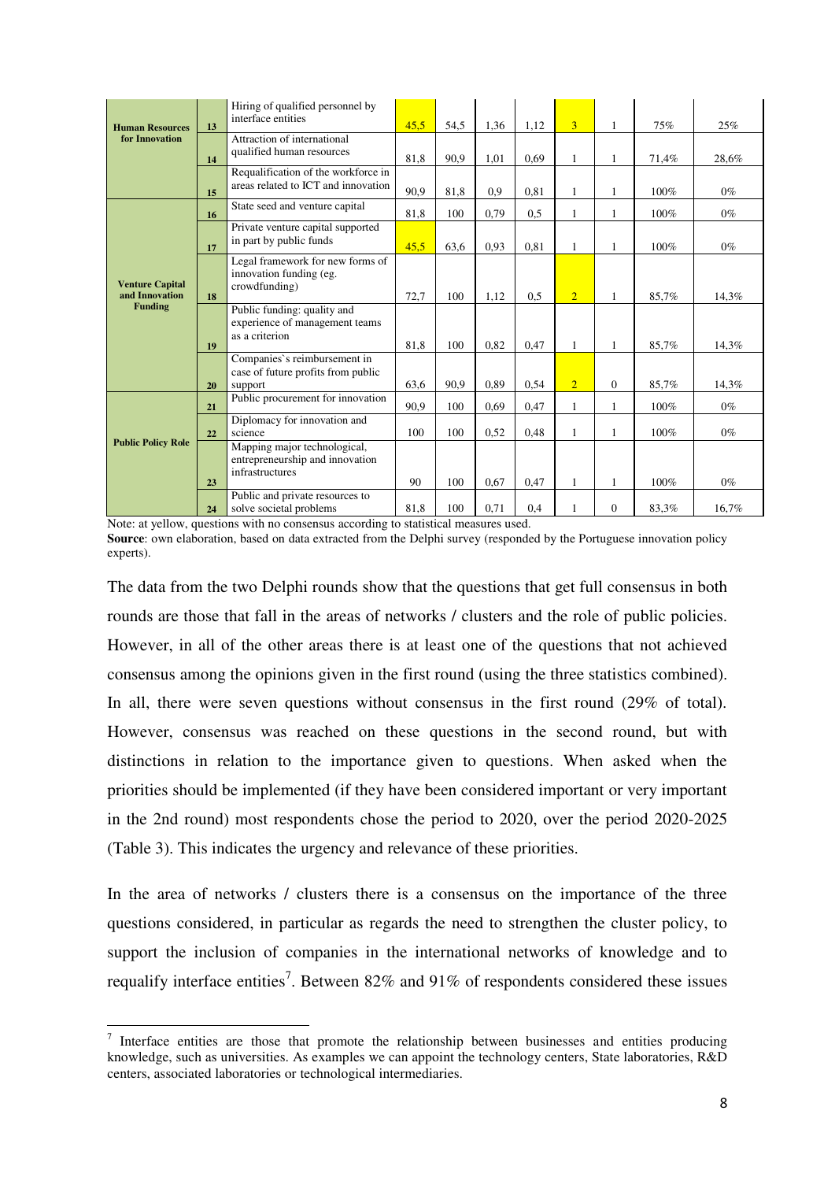| | | | | | | | | | | |
|---|---|---|---|---|---|---|---|---|---|---|
| **Human Resources for Innovation** | **13** | Hiring of qualified personnel by interface entities | 45,5 | 54,5 | 1,36 | 1,12 | 3 | 1 | 75% | 25% |
| | **14** | Attraction of international qualified human resources | 81,8 | 90,9 | 1,01 | 0,69 | 1 | 1 | 71,4% | 28,6% |
| | **15** | Requalification of the workforce in areas related to ICT and innovation | 90,9 | 81,8 | 0,9 | 0,81 | 1 | 1 | 100% | 0% |
| **Venture Capital and Innovation Funding** | **16** | State seed and venture capital | 81,8 | 100 | 0,79 | 0,5 | 1 | 1 | 100% | 0% |
| | **17** | Private venture capital supported in part by public funds | 45,5 | 63,6 | 0,93 | 0,81 | 1 | 1 | 100% | 0% |
| | **18** | Legal framework for new forms of innovation funding (eg. crowdfunding) | 72,7 | 100 | 1,12 | 0,5 | 2 | 1 | 85,7% | 14,3% |
| | **19** | Public funding: quality and experience of management teams as a criterion | 81,8 | 100 | 0,82 | 0,47 | 1 | 1 | 85,7% | 14,3% |
| | **20** | Companies`s reimbursement in case of future profits from public support | 63,6 | 90,9 | 0,89 | 0,54 | 2 | 0 | 85,7% | 14,3% |
| **Public Policy Role** | **21** | Public procurement for innovation | 90,9 | 100 | 0,69 | 0,47 | 1 | 1 | 100% | 0% |
| | **22** | Diplomacy for innovation and science | 100 | 100 | 0,52 | 0,48 | 1 | 1 | 100% | 0% |
| | **23** | Mapping major technological, entrepreneurship and innovation infrastructures | 90 | 100 | 0,67 | 0,47 | 1 | 1 | 100% | 0% |
| | **24** | Public and private resources to solve societal problems | 81,8 | 100 | 0,71 | 0,4 | 1 | 0 | 83,3% | 16,7% |

Note: at yellow, questions with no consensus according to statistical measures used.
**Source**: own elaboration, based on data extracted from the Delphi survey (responded by the Portuguese innovation policy experts).

The data from the two Delphi rounds show that the questions that get full consensus in both rounds are those that fall in the areas of networks / clusters and the role of public policies. However, in all of the other areas there is at least one of the questions that not achieved consensus among the opinions given in the first round (using the three statistics combined). In all, there were seven questions without consensus in the first round (29% of total). However, consensus was reached on these questions in the second round, but with distinctions in relation to the importance given to questions. When asked when the priorities should be implemented (if they have been considered important or very important in the 2nd round) most respondents chose the period to 2020, over the period 2020-2025 (Table 3). This indicates the urgency and relevance of these priorities.

In the area of networks / clusters there is a consensus on the importance of the three questions considered, in particular as regards the need to strengthen the cluster policy, to support the inclusion of companies in the international networks of knowledge and to requalify interface entities[7]. Between 82% and 91% of respondents considered these issues

[7] Interface entities are those that promote the relationship between businesses and entities producing knowledge, such as universities. As examples we can appoint the technology centers, State laboratories, R&D centers, associated laboratories or technological intermediaries.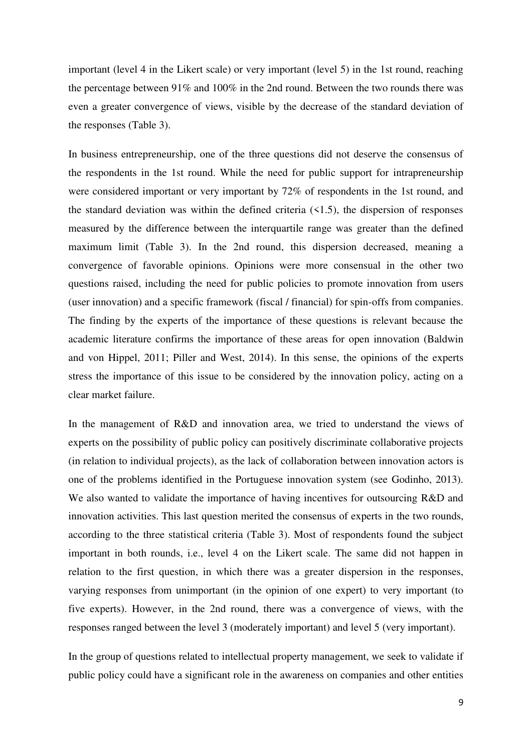important (level 4 in the Likert scale) or very important (level 5) in the 1st round, reaching the percentage between 91% and 100% in the 2nd round. Between the two rounds there was even a greater convergence of views, visible by the decrease of the standard deviation of the responses (Table 3).

In business entrepreneurship, one of the three questions did not deserve the consensus of the respondents in the 1st round. While the need for public support for intrapreneurship were considered important or very important by 72% of respondents in the 1st round, and the standard deviation was within the defined criteria (<1.5), the dispersion of responses measured by the difference between the interquartile range was greater than the defined maximum limit (Table 3). In the 2nd round, this dispersion decreased, meaning a convergence of favorable opinions. Opinions were more consensual in the other two questions raised, including the need for public policies to promote innovation from users (user innovation) and a specific framework (fiscal / financial) for spin-offs from companies. The finding by the experts of the importance of these questions is relevant because the academic literature confirms the importance of these areas for open innovation (Baldwin and von Hippel, 2011; Piller and West, 2014). In this sense, the opinions of the experts stress the importance of this issue to be considered by the innovation policy, acting on a clear market failure.

In the management of R&D and innovation area, we tried to understand the views of experts on the possibility of public policy can positively discriminate collaborative projects (in relation to individual projects), as the lack of collaboration between innovation actors is one of the problems identified in the Portuguese innovation system (see Godinho, 2013). We also wanted to validate the importance of having incentives for outsourcing R&D and innovation activities. This last question merited the consensus of experts in the two rounds, according to the three statistical criteria (Table 3). Most of respondents found the subject important in both rounds, i.e., level 4 on the Likert scale. The same did not happen in relation to the first question, in which there was a greater dispersion in the responses, varying responses from unimportant (in the opinion of one expert) to very important (to five experts). However, in the 2nd round, there was a convergence of views, with the responses ranged between the level 3 (moderately important) and level 5 (very important).

In the group of questions related to intellectual property management, we seek to validate if public policy could have a significant role in the awareness on companies and other entities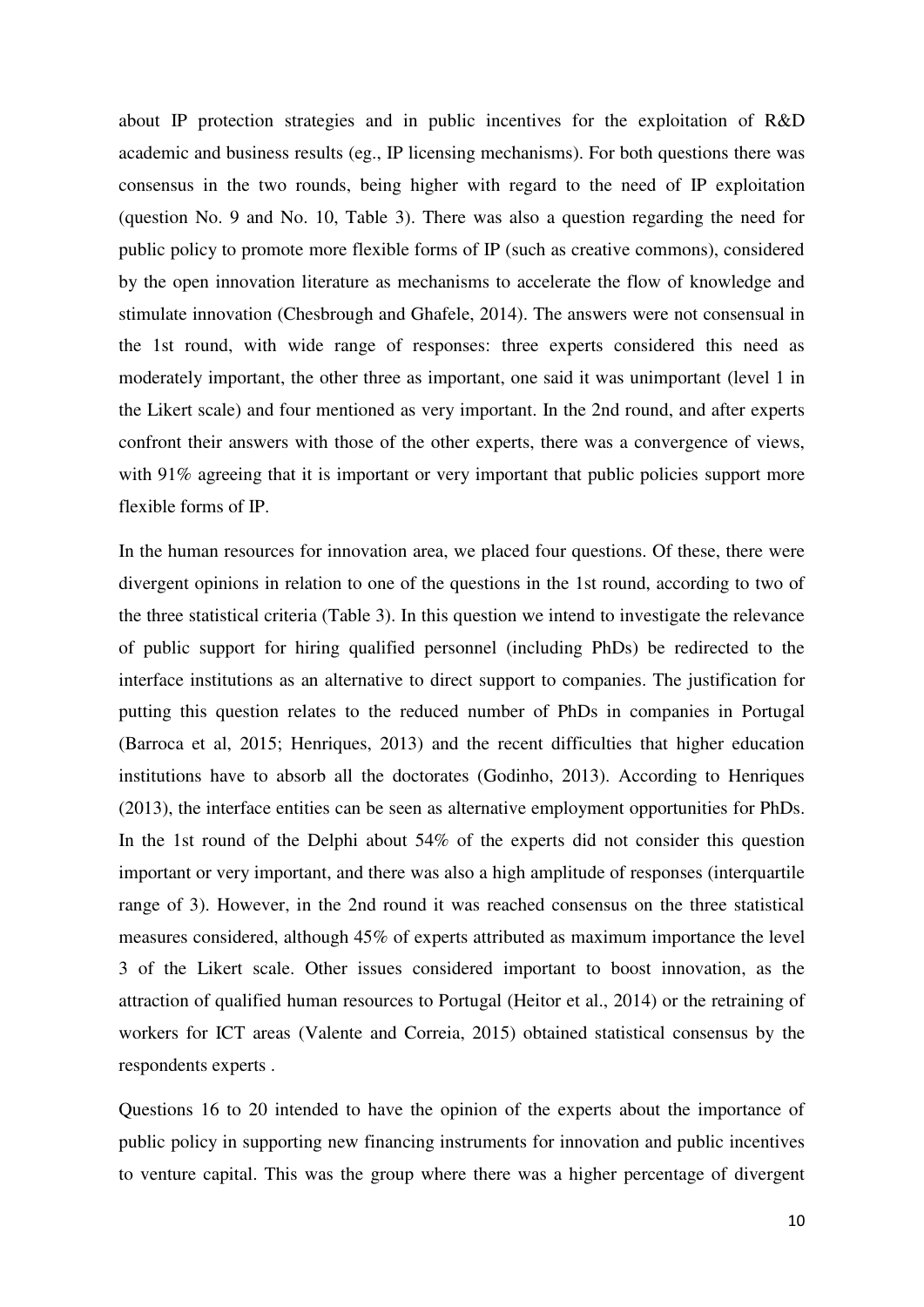about IP protection strategies and in public incentives for the exploitation of R&D academic and business results (eg., IP licensing mechanisms). For both questions there was consensus in the two rounds, being higher with regard to the need of IP exploitation (question No. 9 and No. 10, Table 3). There was also a question regarding the need for public policy to promote more flexible forms of IP (such as creative commons), considered by the open innovation literature as mechanisms to accelerate the flow of knowledge and stimulate innovation (Chesbrough and Ghafele, 2014). The answers were not consensual in the 1st round, with wide range of responses: three experts considered this need as moderately important, the other three as important, one said it was unimportant (level 1 in the Likert scale) and four mentioned as very important. In the 2nd round, and after experts confront their answers with those of the other experts, there was a convergence of views, with 91% agreeing that it is important or very important that public policies support more flexible forms of IP.

In the human resources for innovation area, we placed four questions. Of these, there were divergent opinions in relation to one of the questions in the 1st round, according to two of the three statistical criteria (Table 3). In this question we intend to investigate the relevance of public support for hiring qualified personnel (including PhDs) be redirected to the interface institutions as an alternative to direct support to companies. The justification for putting this question relates to the reduced number of PhDs in companies in Portugal (Barroca et al, 2015; Henriques, 2013) and the recent difficulties that higher education institutions have to absorb all the doctorates (Godinho, 2013). According to Henriques (2013), the interface entities can be seen as alternative employment opportunities for PhDs. In the 1st round of the Delphi about 54% of the experts did not consider this question important or very important, and there was also a high amplitude of responses (interquartile range of 3). However, in the 2nd round it was reached consensus on the three statistical measures considered, although 45% of experts attributed as maximum importance the level 3 of the Likert scale. Other issues considered important to boost innovation, as the attraction of qualified human resources to Portugal (Heitor et al., 2014) or the retraining of workers for ICT areas (Valente and Correia, 2015) obtained statistical consensus by the respondents experts .

Questions 16 to 20 intended to have the opinion of the experts about the importance of public policy in supporting new financing instruments for innovation and public incentives to venture capital. This was the group where there was a higher percentage of divergent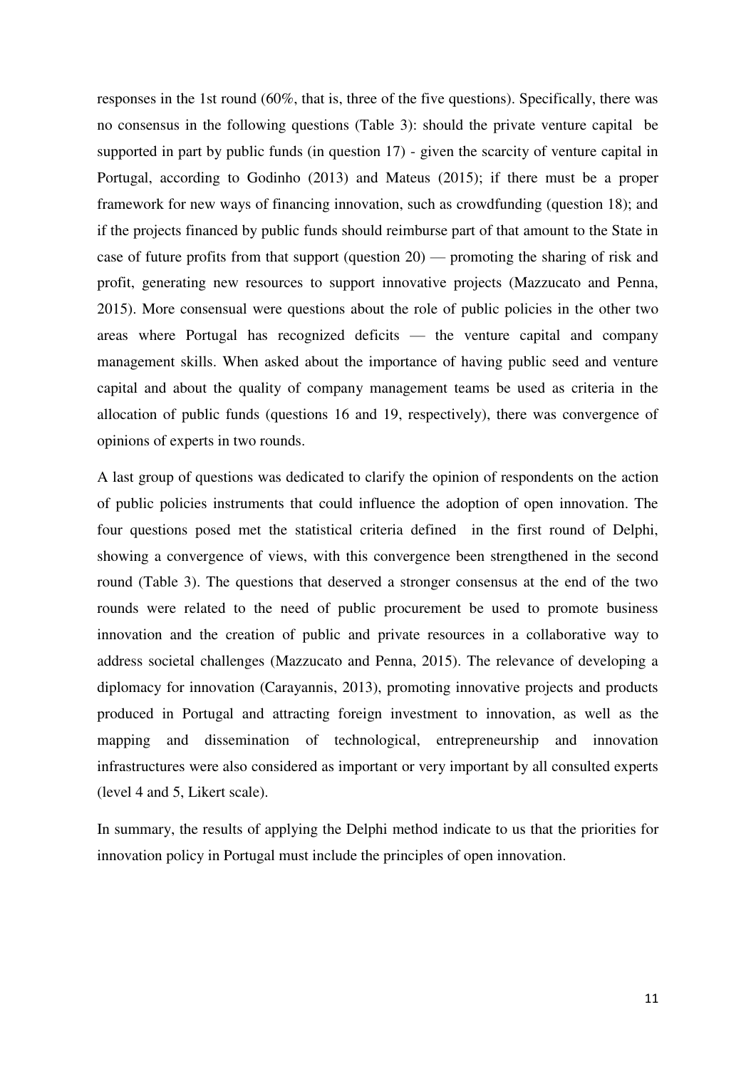responses in the 1st round (60%, that is, three of the five questions). Specifically, there was no consensus in the following questions (Table 3): should the private venture capital be supported in part by public funds (in question 17) - given the scarcity of venture capital in Portugal, according to Godinho (2013) and Mateus (2015); if there must be a proper framework for new ways of financing innovation, such as crowdfunding (question 18); and if the projects financed by public funds should reimburse part of that amount to the State in case of future profits from that support (question 20) — promoting the sharing of risk and profit, generating new resources to support innovative projects (Mazzucato and Penna, 2015). More consensual were questions about the role of public policies in the other two areas where Portugal has recognized deficits — the venture capital and company management skills. When asked about the importance of having public seed and venture capital and about the quality of company management teams be used as criteria in the allocation of public funds (questions 16 and 19, respectively), there was convergence of opinions of experts in two rounds.

A last group of questions was dedicated to clarify the opinion of respondents on the action of public policies instruments that could influence the adoption of open innovation. The four questions posed met the statistical criteria defined in the first round of Delphi, showing a convergence of views, with this convergence been strengthened in the second round (Table 3). The questions that deserved a stronger consensus at the end of the two rounds were related to the need of public procurement be used to promote business innovation and the creation of public and private resources in a collaborative way to address societal challenges (Mazzucato and Penna, 2015). The relevance of developing a diplomacy for innovation (Carayannis, 2013), promoting innovative projects and products produced in Portugal and attracting foreign investment to innovation, as well as the mapping and dissemination of technological, entrepreneurship and innovation infrastructures were also considered as important or very important by all consulted experts (level 4 and 5, Likert scale).

In summary, the results of applying the Delphi method indicate to us that the priorities for innovation policy in Portugal must include the principles of open innovation.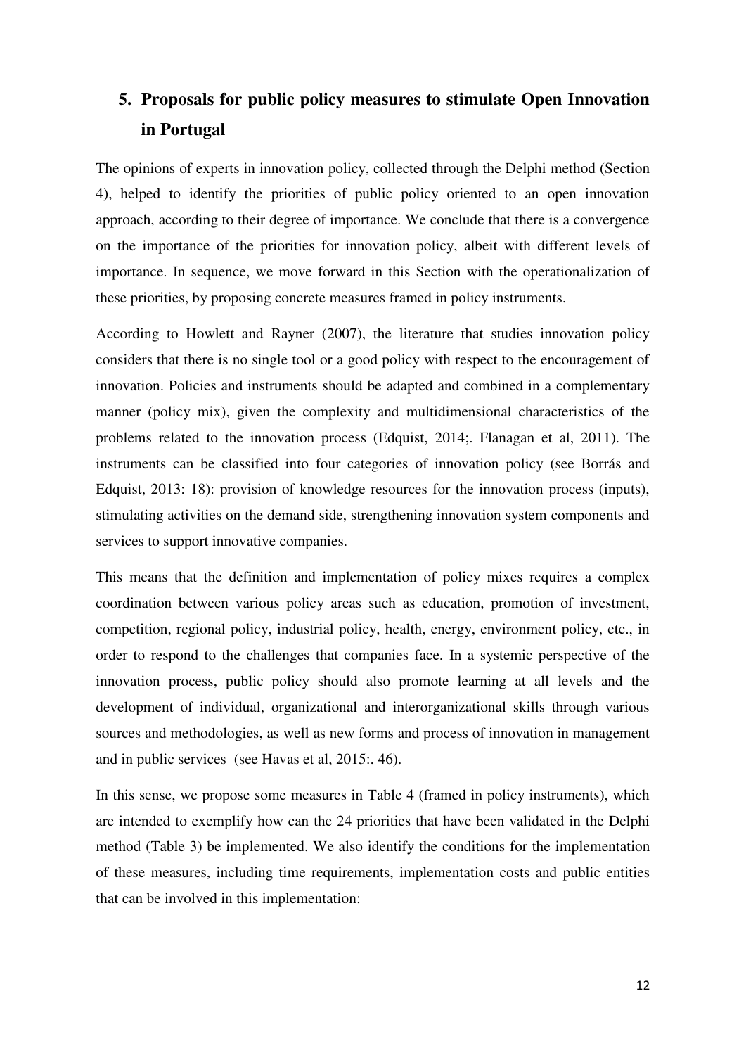## 5. Proposals for public policy measures to stimulate Open Innovation in Portugal

The opinions of experts in innovation policy, collected through the Delphi method (Section 4), helped to identify the priorities of public policy oriented to an open innovation approach, according to their degree of importance. We conclude that there is a convergence on the importance of the priorities for innovation policy, albeit with different levels of importance. In sequence, we move forward in this Section with the operationalization of these priorities, by proposing concrete measures framed in policy instruments.

According to Howlett and Rayner (2007), the literature that studies innovation policy considers that there is no single tool or a good policy with respect to the encouragement of innovation. Policies and instruments should be adapted and combined in a complementary manner (policy mix), given the complexity and multidimensional characteristics of the problems related to the innovation process (Edquist, 2014;. Flanagan et al, 2011). The instruments can be classified into four categories of innovation policy (see Borrás and Edquist, 2013: 18): provision of knowledge resources for the innovation process (inputs), stimulating activities on the demand side, strengthening innovation system components and services to support innovative companies.

This means that the definition and implementation of policy mixes requires a complex coordination between various policy areas such as education, promotion of investment, competition, regional policy, industrial policy, health, energy, environment policy, etc., in order to respond to the challenges that companies face. In a systemic perspective of the innovation process, public policy should also promote learning at all levels and the development of individual, organizational and interorganizational skills through various sources and methodologies, as well as new forms and process of innovation in management and in public services (see Havas et al, 2015:. 46).

In this sense, we propose some measures in Table 4 (framed in policy instruments), which are intended to exemplify how can the 24 priorities that have been validated in the Delphi method (Table 3) be implemented. We also identify the conditions for the implementation of these measures, including time requirements, implementation costs and public entities that can be involved in this implementation: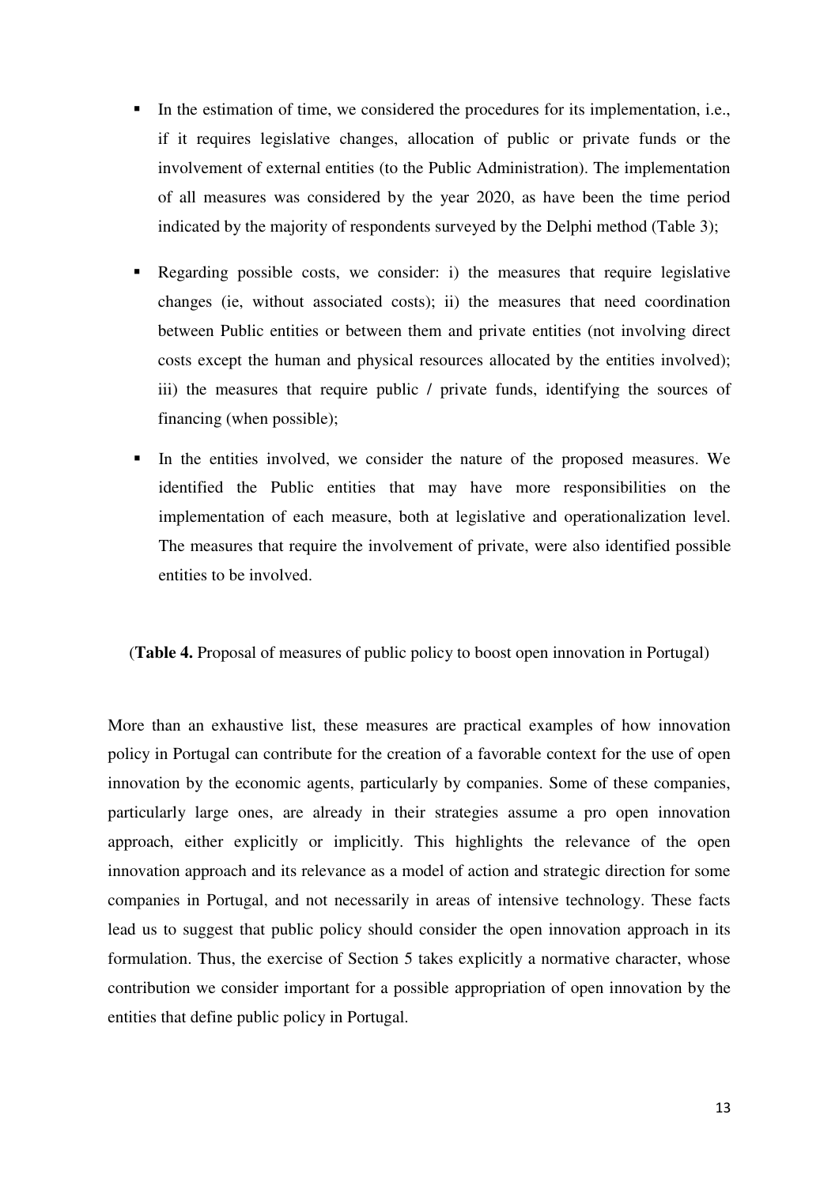- In the estimation of time, we considered the procedures for its implementation, i.e., if it requires legislative changes, allocation of public or private funds or the involvement of external entities (to the Public Administration). The implementation of all measures was considered by the year 2020, as have been the time period indicated by the majority of respondents surveyed by the Delphi method (Table 3);
- Regarding possible costs, we consider: i) the measures that require legislative changes (ie, without associated costs); ii) the measures that need coordination between Public entities or between them and private entities (not involving direct costs except the human and physical resources allocated by the entities involved); iii) the measures that require public / private funds, identifying the sources of financing (when possible);
- In the entities involved, we consider the nature of the proposed measures. We identified the Public entities that may have more responsibilities on the implementation of each measure, both at legislative and operationalization level. The measures that require the involvement of private, were also identified possible entities to be involved.

(**Table 4.** Proposal of measures of public policy to boost open innovation in Portugal)

More than an exhaustive list, these measures are practical examples of how innovation policy in Portugal can contribute for the creation of a favorable context for the use of open innovation by the economic agents, particularly by companies. Some of these companies, particularly large ones, are already in their strategies assume a pro open innovation approach, either explicitly or implicitly. This highlights the relevance of the open innovation approach and its relevance as a model of action and strategic direction for some companies in Portugal, and not necessarily in areas of intensive technology. These facts lead us to suggest that public policy should consider the open innovation approach in its formulation. Thus, the exercise of Section 5 takes explicitly a normative character, whose contribution we consider important for a possible appropriation of open innovation by the entities that define public policy in Portugal.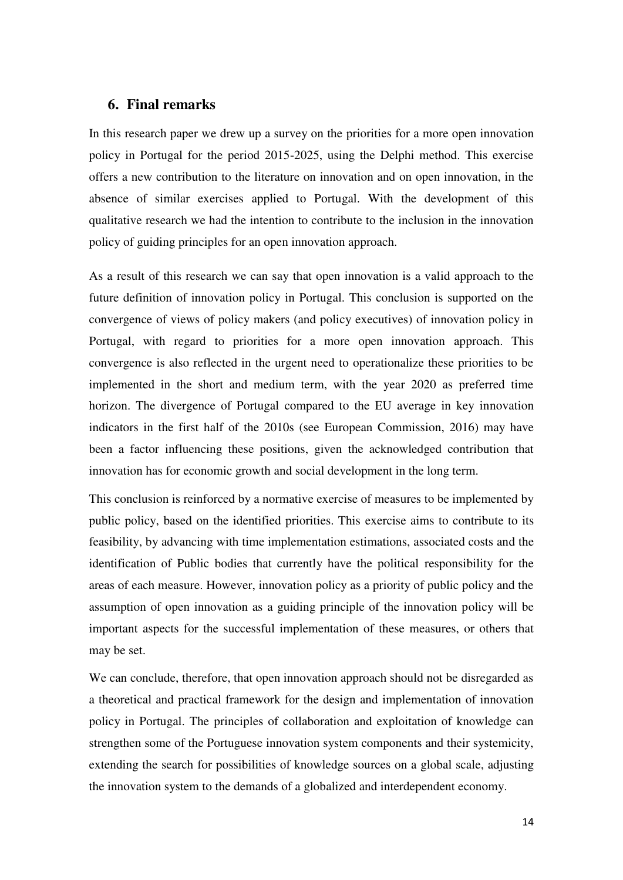## 6. Final remarks

In this research paper we drew up a survey on the priorities for a more open innovation policy in Portugal for the period 2015-2025, using the Delphi method. This exercise offers a new contribution to the literature on innovation and on open innovation, in the absence of similar exercises applied to Portugal. With the development of this qualitative research we had the intention to contribute to the inclusion in the innovation policy of guiding principles for an open innovation approach.

As a result of this research we can say that open innovation is a valid approach to the future definition of innovation policy in Portugal. This conclusion is supported on the convergence of views of policy makers (and policy executives) of innovation policy in Portugal, with regard to priorities for a more open innovation approach. This convergence is also reflected in the urgent need to operationalize these priorities to be implemented in the short and medium term, with the year 2020 as preferred time horizon. The divergence of Portugal compared to the EU average in key innovation indicators in the first half of the 2010s (see European Commission, 2016) may have been a factor influencing these positions, given the acknowledged contribution that innovation has for economic growth and social development in the long term.

This conclusion is reinforced by a normative exercise of measures to be implemented by public policy, based on the identified priorities. This exercise aims to contribute to its feasibility, by advancing with time implementation estimations, associated costs and the identification of Public bodies that currently have the political responsibility for the areas of each measure. However, innovation policy as a priority of public policy and the assumption of open innovation as a guiding principle of the innovation policy will be important aspects for the successful implementation of these measures, or others that may be set.

We can conclude, therefore, that open innovation approach should not be disregarded as a theoretical and practical framework for the design and implementation of innovation policy in Portugal. The principles of collaboration and exploitation of knowledge can strengthen some of the Portuguese innovation system components and their systemicity, extending the search for possibilities of knowledge sources on a global scale, adjusting the innovation system to the demands of a globalized and interdependent economy.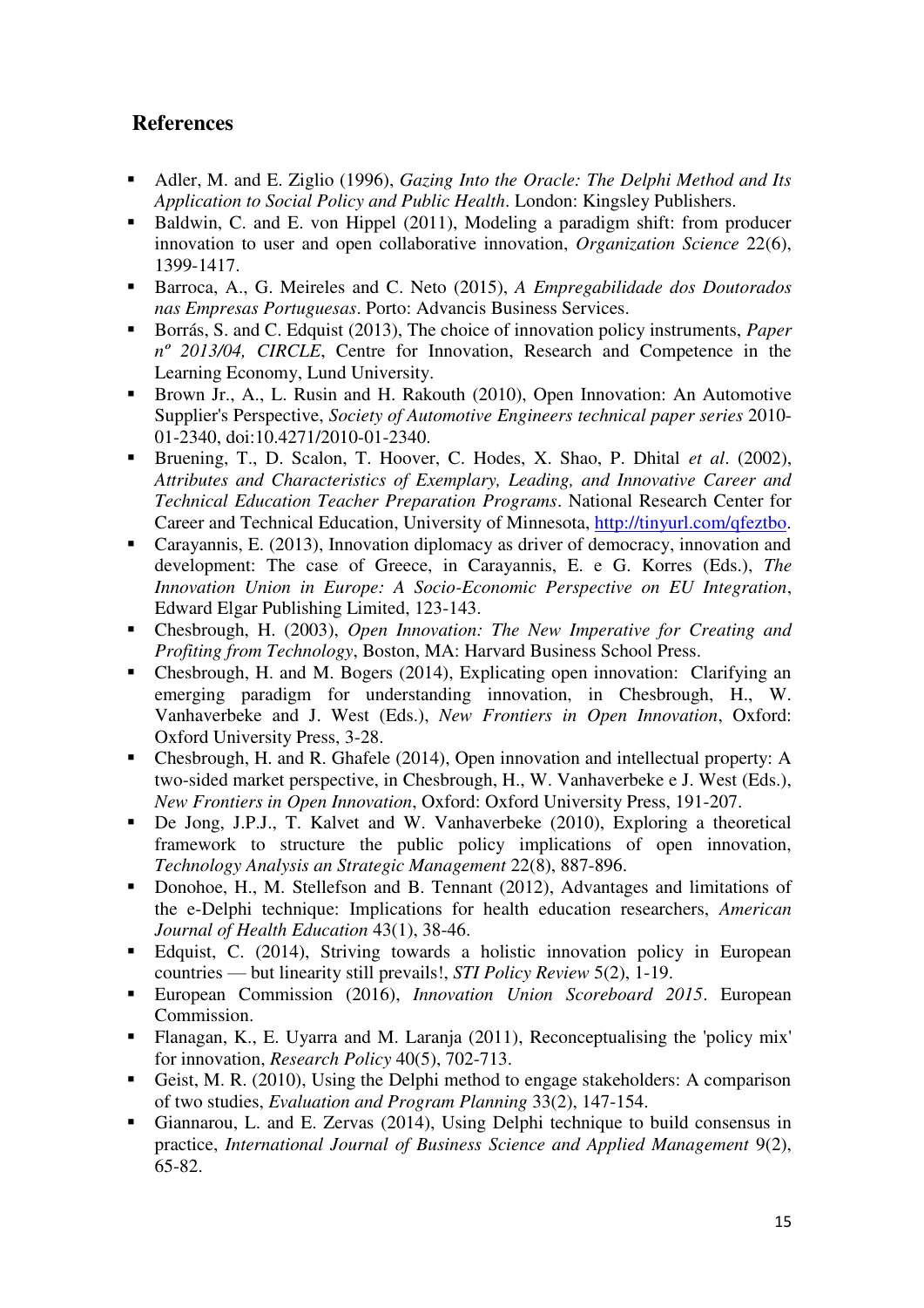## References

- Adler, M. and E. Ziglio (1996), *Gazing Into the Oracle: The Delphi Method and Its Application to Social Policy and Public Health*. London: Kingsley Publishers.
- Baldwin, C. and E. von Hippel (2011), Modeling a paradigm shift: from producer innovation to user and open collaborative innovation, *Organization Science* 22(6), 1399-1417.
- Barroca, A., G. Meireles and C. Neto (2015), *A Empregabilidade dos Doutorados nas Empresas Portuguesas*. Porto: Advancis Business Services.
- Borrás, S. and C. Edquist (2013), The choice of innovation policy instruments, *Paper nº 2013/04, CIRCLE*, Centre for Innovation, Research and Competence in the Learning Economy, Lund University.
- Brown Jr., A., L. Rusin and H. Rakouth (2010), Open Innovation: An Automotive Supplier's Perspective, *Society of Automotive Engineers technical paper series* 2010-01-2340, doi:10.4271/2010-01-2340.
- Bruening, T., D. Scalon, T. Hoover, C. Hodes, X. Shao, P. Dhital *et al*. (2002), *Attributes and Characteristics of Exemplary, Leading, and Innovative Career and Technical Education Teacher Preparation Programs*. National Research Center for Career and Technical Education, University of Minnesota, http://tinyurl.com/qfeztbo.
- Carayannis, E. (2013), Innovation diplomacy as driver of democracy, innovation and development: The case of Greece, in Carayannis, E. e G. Korres (Eds.), *The Innovation Union in Europe: A Socio-Economic Perspective on EU Integration*, Edward Elgar Publishing Limited, 123-143.
- Chesbrough, H. (2003), *Open Innovation: The New Imperative for Creating and Profiting from Technology*, Boston, MA: Harvard Business School Press.
- Chesbrough, H. and M. Bogers (2014), Explicating open innovation: Clarifying an emerging paradigm for understanding innovation, in Chesbrough, H., W. Vanhaverbeke and J. West (Eds.), *New Frontiers in Open Innovation*, Oxford: Oxford University Press, 3-28.
- Chesbrough, H. and R. Ghafele (2014), Open innovation and intellectual property: A two-sided market perspective, in Chesbrough, H., W. Vanhaverbeke e J. West (Eds.), *New Frontiers in Open Innovation*, Oxford: Oxford University Press, 191-207.
- De Jong, J.P.J., T. Kalvet and W. Vanhaverbeke (2010), Exploring a theoretical framework to structure the public policy implications of open innovation, *Technology Analysis an Strategic Management* 22(8), 887-896.
- Donohoe, H., M. Stellefson and B. Tennant (2012), Advantages and limitations of the e-Delphi technique: Implications for health education researchers, *American Journal of Health Education* 43(1), 38-46.
- Edquist, C. (2014), Striving towards a holistic innovation policy in European countries — but linearity still prevails!, *STI Policy Review* 5(2), 1-19.
- European Commission (2016), *Innovation Union Scoreboard 2015*. European Commission.
- Flanagan, K., E. Uyarra and M. Laranja (2011), Reconceptualising the 'policy mix' for innovation, *Research Policy* 40(5), 702-713.
- Geist, M. R. (2010), Using the Delphi method to engage stakeholders: A comparison of two studies, *Evaluation and Program Planning* 33(2), 147-154.
- Giannarou, L. and E. Zervas (2014), Using Delphi technique to build consensus in practice, *International Journal of Business Science and Applied Management* 9(2), 65-82.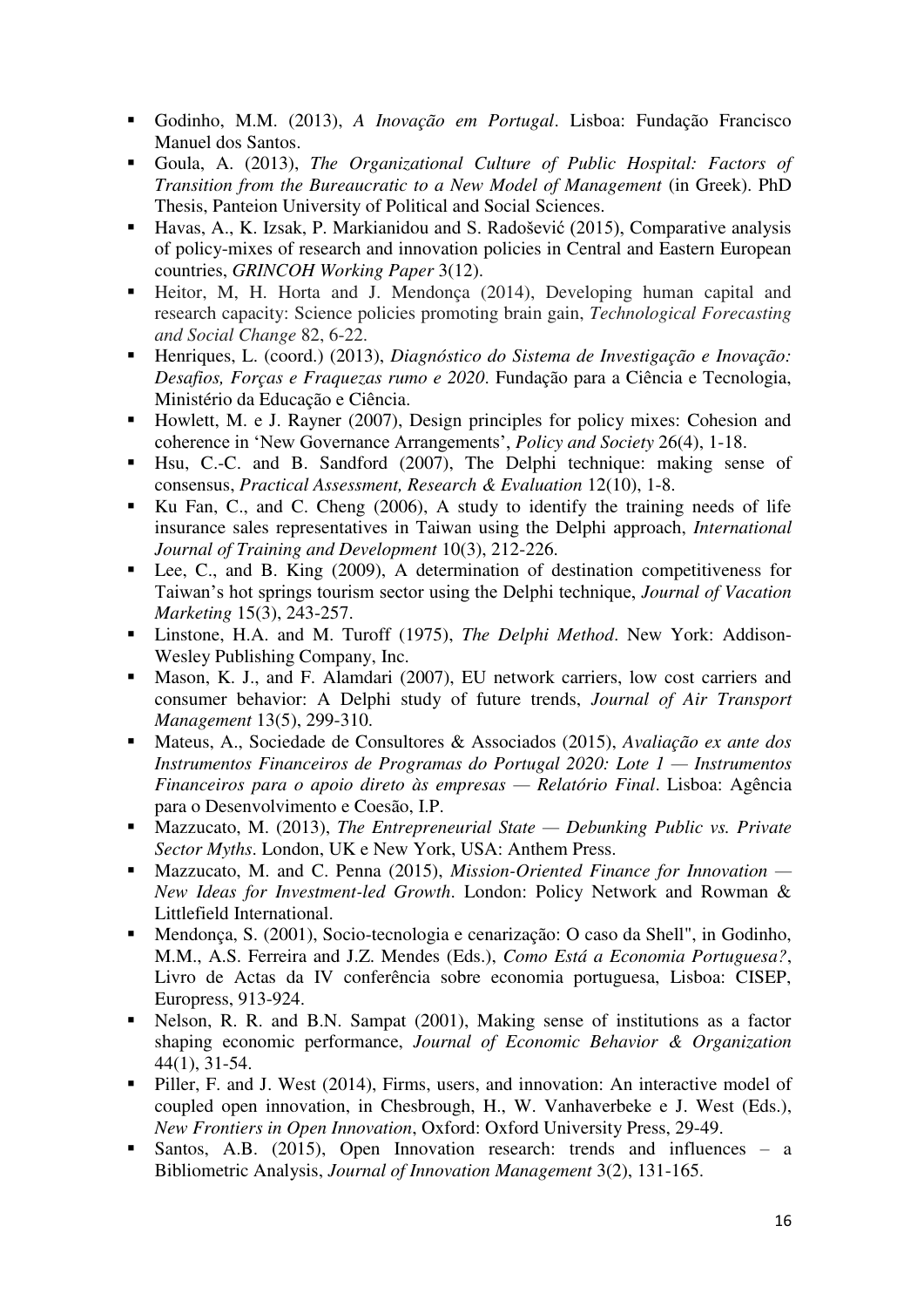- Godinho, M.M. (2013), *A Inovação em Portugal*. Lisboa: Fundação Francisco Manuel dos Santos.
- Goula, A. (2013), *The Organizational Culture of Public Hospital: Factors of Transition from the Bureaucratic to a New Model of Management* (in Greek). PhD Thesis, Panteion University of Political and Social Sciences.
- Havas, A., K. Izsak, P. Markianidou and S. Radošević (2015), Comparative analysis of policy-mixes of research and innovation policies in Central and Eastern European countries, *GRINCOH Working Paper* 3(12).
- Heitor, M, H. Horta and J. Mendonça (2014), Developing human capital and research capacity: Science policies promoting brain gain, *Technological Forecasting and Social Change* 82, 6-22.
- Henriques, L. (coord.) (2013), *Diagnóstico do Sistema de Investigação e Inovação: Desafios, Forças e Fraquezas rumo e 2020*. Fundação para a Ciência e Tecnologia, Ministério da Educação e Ciência.
- Howlett, M. e J. Rayner (2007), Design principles for policy mixes: Cohesion and coherence in 'New Governance Arrangements', *Policy and Society* 26(4), 1-18.
- Hsu, C.-C. and B. Sandford (2007), The Delphi technique: making sense of consensus, *Practical Assessment, Research & Evaluation* 12(10), 1-8.
- Ku Fan, C., and C. Cheng (2006), A study to identify the training needs of life insurance sales representatives in Taiwan using the Delphi approach, *International Journal of Training and Development* 10(3), 212-226.
- Lee, C., and B. King (2009), A determination of destination competitiveness for Taiwan's hot springs tourism sector using the Delphi technique, *Journal of Vacation Marketing* 15(3), 243-257.
- Linstone, H.A. and M. Turoff (1975), *The Delphi Method*. New York: Addison-Wesley Publishing Company, Inc.
- Mason, K. J., and F. Alamdari (2007), EU network carriers, low cost carriers and consumer behavior: A Delphi study of future trends, *Journal of Air Transport Management* 13(5), 299-310.
- Mateus, A., Sociedade de Consultores & Associados (2015), *Avaliação ex ante dos Instrumentos Financeiros de Programas do Portugal 2020: Lote 1 — Instrumentos Financeiros para o apoio direto às empresas — Relatório Final*. Lisboa: Agência para o Desenvolvimento e Coesão, I.P.
- Mazzucato, M. (2013), *The Entrepreneurial State — Debunking Public vs. Private Sector Myths*. London, UK e New York, USA: Anthem Press.
- Mazzucato, M. and C. Penna (2015), *Mission-Oriented Finance for Innovation — New Ideas for Investment-led Growth*. London: Policy Network and Rowman & Littlefield International.
- Mendonça, S. (2001), Socio-tecnologia e cenarização: O caso da Shell", in Godinho, M.M., A.S. Ferreira and J.Z. Mendes (Eds.), *Como Está a Economia Portuguesa?*, Livro de Actas da IV conferência sobre economia portuguesa, Lisboa: CISEP, Europress, 913-924.
- Nelson, R. R. and B.N. Sampat (2001), Making sense of institutions as a factor shaping economic performance, *Journal of Economic Behavior & Organization* 44(1), 31-54.
- Piller, F. and J. West (2014), Firms, users, and innovation: An interactive model of coupled open innovation, in Chesbrough, H., W. Vanhaverbeke e J. West (Eds.), *New Frontiers in Open Innovation*, Oxford: Oxford University Press, 29-49.
- Santos, A.B. (2015), Open Innovation research: trends and influences – a Bibliometric Analysis, *Journal of Innovation Management* 3(2), 131-165.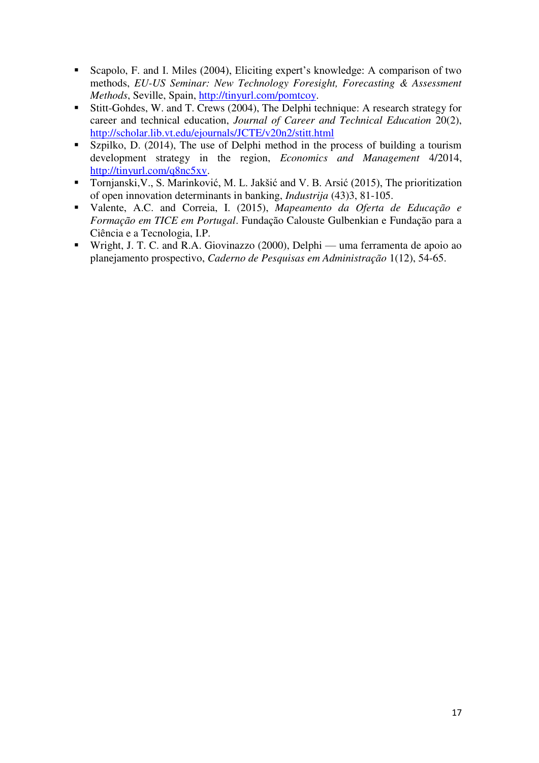- Scapolo, F. and I. Miles (2004), Eliciting expert's knowledge: A comparison of two methods, *EU-US Seminar: New Technology Foresight, Forecasting & Assessment Methods*, Seville, Spain, http://tinyurl.com/pomtcoy.
- Stitt-Gohdes, W. and T. Crews (2004), The Delphi technique: A research strategy for career and technical education, *Journal of Career and Technical Education* 20(2), http://scholar.lib.vt.edu/ejournals/JCTE/v20n2/stitt.html
- Szpilko, D. (2014), The use of Delphi method in the process of building a tourism development strategy in the region, *Economics and Management* 4/2014, http://tinyurl.com/q8nc5xv.
- Tornjanski,V., S. Marinković, M. L. Jakšić and V. B. Arsić (2015), The prioritization of open innovation determinants in banking, *Industrija* (43)3, 81-105.
- Valente, A.C. and Correia, I. (2015), *Mapeamento da Oferta de Educação e Formação em TICE em Portugal*. Fundação Calouste Gulbenkian e Fundação para a Ciência e a Tecnologia, I.P.
- Wright, J. T. C. and R.A. Giovinazzo (2000), Delphi — uma ferramenta de apoio ao planejamento prospectivo, *Caderno de Pesquisas em Administração* 1(12), 54-65.